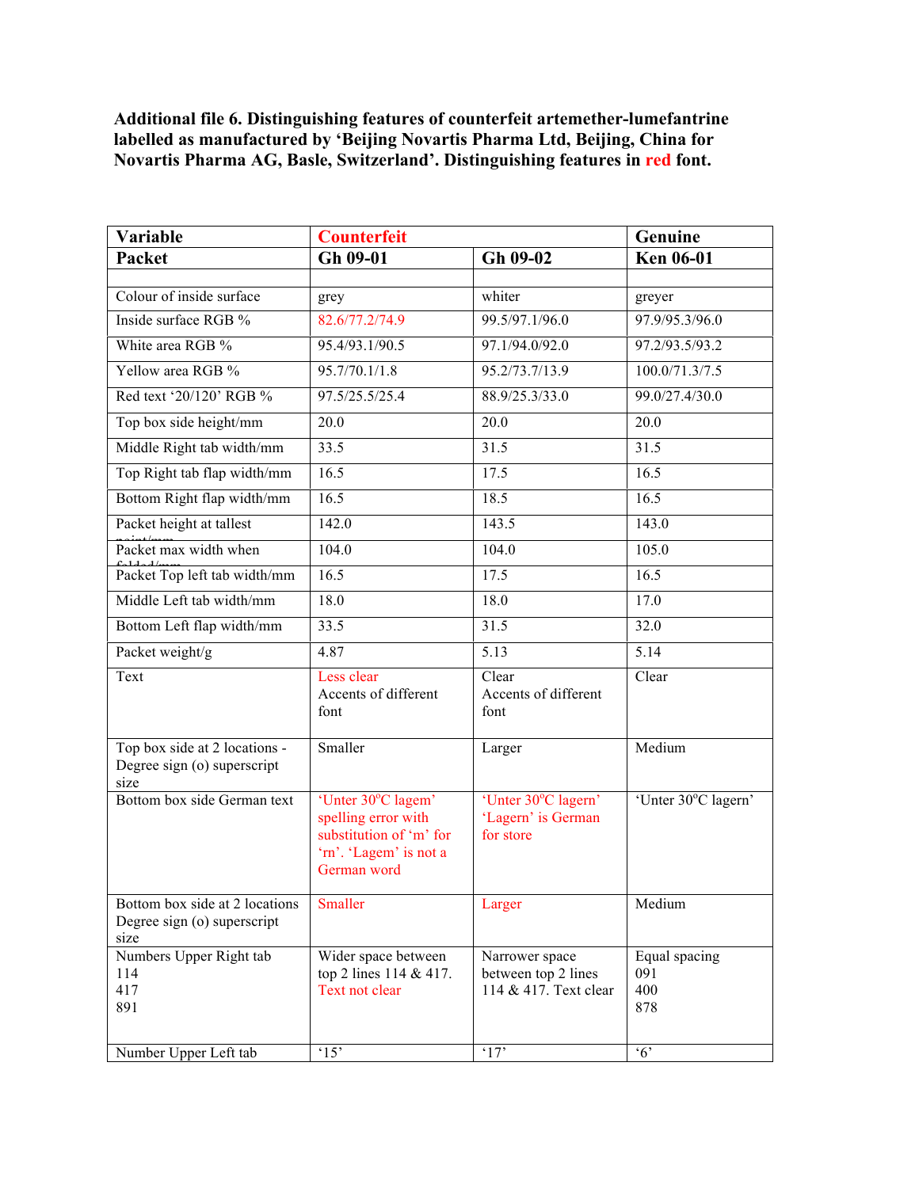**Additional file 6. Distinguishing features of counterfeit artemether-lumefantrine labelled as manufactured by 'Beijing Novartis Pharma Ltd, Beijing, China for Novartis Pharma AG, Basle, Switzerland'. Distinguishing features in red font.**

| **Variable** | **Counterfeit** | | **Genuine** |
|---|---|---|---|
| **Packet** | **Gh 09-01** | **Gh 09-02** | **Ken 06-01** |
| | | | |
| Colour of inside surface | grey | whiter | greyer |
| Inside surface RGB % | 82.6/77.2/74.9 | 99.5/97.1/96.0 | 97.9/95.3/96.0 |
| White area RGB % | 95.4/93.1/90.5 | 97.1/94.0/92.0 | 97.2/93.5/93.2 |
| Yellow area RGB % | 95.7/70.1/1.8 | 95.2/73.7/13.9 | 100.0/71.3/7.5 |
| Red text '20/120' RGB % | 97.5/25.5/25.4 | 88.9/25.3/33.0 | 99.0/27.4/30.0 |
| Top box side height/mm | 20.0 | 20.0 | 20.0 |
| Middle Right tab width/mm | 33.5 | 31.5 | 31.5 |
| Top Right tab flap width/mm | 16.5 | 17.5 | 16.5 |
| Bottom Right flap width/mm | 16.5 | 18.5 | 16.5 |
| Packet height at tallest point/mm | 142.0 | 143.5 | 143.0 |
| Packet max width when folded/mm | 104.0 | 104.0 | 105.0 |
| Packet Top left tab width/mm | 16.5 | 17.5 | 16.5 |
| Middle Left tab width/mm | 18.0 | 18.0 | 17.0 |
| Bottom Left flap width/mm | 33.5 | 31.5 | 32.0 |
| Packet weight/g | 4.87 | 5.13 | 5.14 |
| Text | Less clear<br>Accents of different font | Clear<br>Accents of different font | Clear |
| Top box side at 2 locations - Degree sign (o) superscript size | Smaller | Larger | Medium |
| Bottom box side German text | 'Unter 30°C lagem' spelling error with substitution of 'm' for 'rn'. 'Lagem' is not a German word | 'Unter 30°C lagern' 'Lagern' is German for store | 'Unter 30°C lagern' |
| Bottom box side at 2 locations Degree sign (o) superscript size | Smaller | Larger | Medium |
| Numbers Upper Right tab<br>114<br>417<br>891 | Wider space between top 2 lines 114 & 417. Text not clear | Narrower space between top 2 lines 114 & 417. Text clear | Equal spacing<br>091<br>400<br>878 |
| Number Upper Left tab | '15' | '17' | '6' |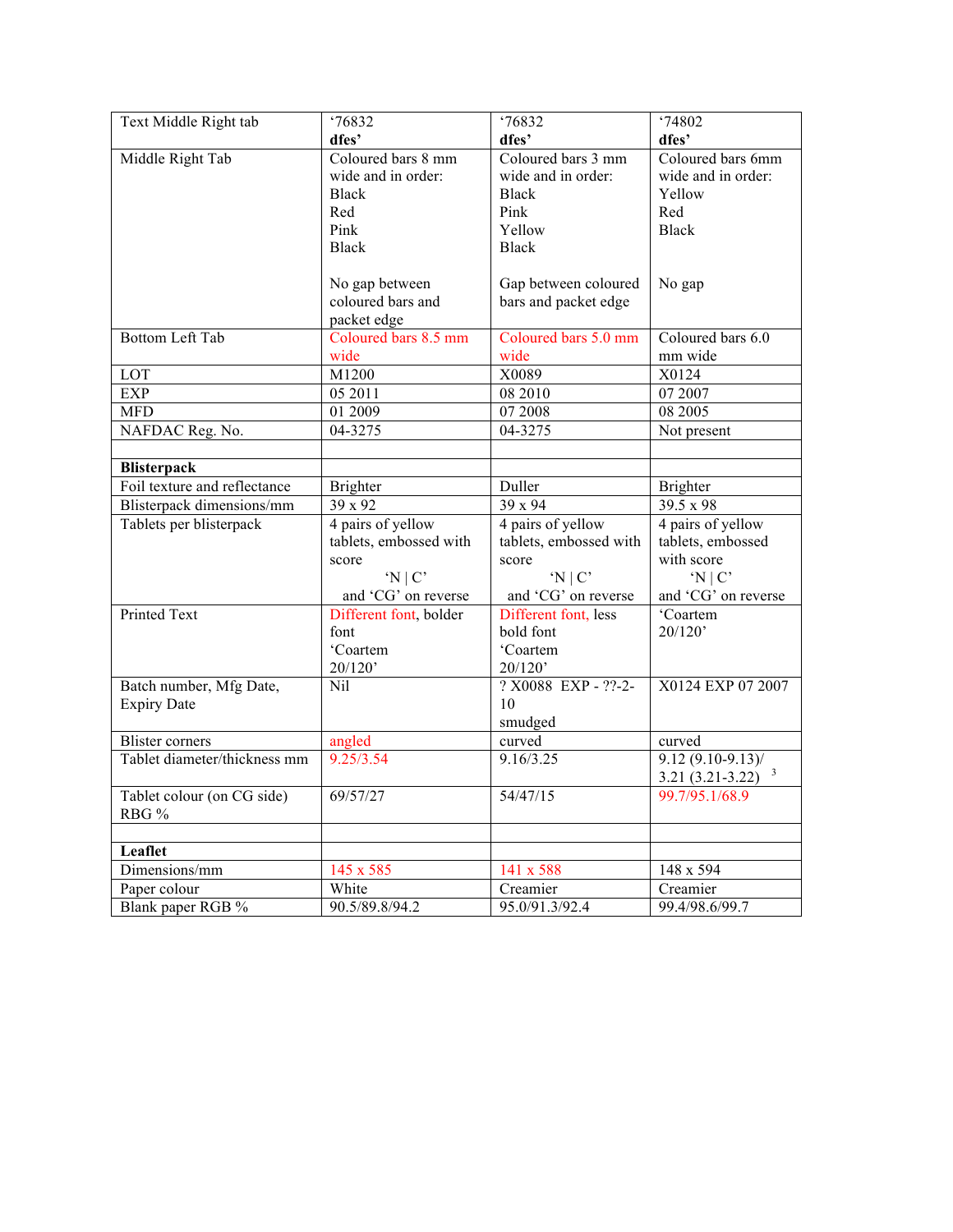| | | | |
|---|---|---|---|
| Text Middle Right tab | '76832 **dfes'** | '76832 **dfes'** | '74802 **dfes'** |
| Middle Right Tab | Coloured bars 8 mm wide and in order: Black Red Pink Black<br><br>No gap between coloured bars and packet edge | Coloured bars 3 mm wide and in order: Black Pink Yellow Black<br><br>Gap between coloured bars and packet edge | Coloured bars 6mm wide and in order: Yellow Red Black<br><br>No gap |
| Bottom Left Tab | Coloured bars 8.5 mm wide | Coloured bars 5.0 mm wide | Coloured bars 6.0 mm wide |
| LOT | M1200 | X0089 | X0124 |
| EXP | 05 2011 | 08 2010 | 07 2007 |
| MFD | 01 2009 | 07 2008 | 08 2005 |
| NAFDAC Reg. No. | 04-3275 | 04-3275 | Not present |
| | | | |
| **Blisterpack** | | | |
| Foil texture and reflectance | Brighter | Duller | Brighter |
| Blisterpack dimensions/mm | 39 x 92 | 39 x 94 | 39.5 x 98 |
| Tablets per blisterpack | 4 pairs of yellow tablets, embossed with score 'N \| C' and 'CG' on reverse | 4 pairs of yellow tablets, embossed with score 'N \| C' and 'CG' on reverse | 4 pairs of yellow tablets, embossed with score 'N \| C' and 'CG' on reverse |
| Printed Text | Different font, bolder font 'Coartem 20/120' | Different font, less bold font 'Coartem 20/120' | 'Coartem 20/120' |
| Batch number, Mfg Date, Expiry Date | Nil | ? X0088 EXP - ??-2-10 smudged | X0124 EXP 07 2007 |
| Blister corners | angled | curved | curved |
| Tablet diameter/thickness mm | 9.25/3.54 | 9.16/3.25 | 9.12 (9.10-9.13)/ 3.21 (3.21-3.22) [3] |
| Tablet colour (on CG side) RBG % | 69/57/27 | 54/47/15 | 99.7/95.1/68.9 |
| | | | |
| **Leaflet** | | | |
| Dimensions/mm | 145 x 585 | 141 x 588 | 148 x 594 |
| Paper colour | White | Creamier | Creamier |
| Blank paper RGB % | 90.5/89.8/94.2 | 95.0/91.3/92.4 | 99.4/98.6/99.7 |